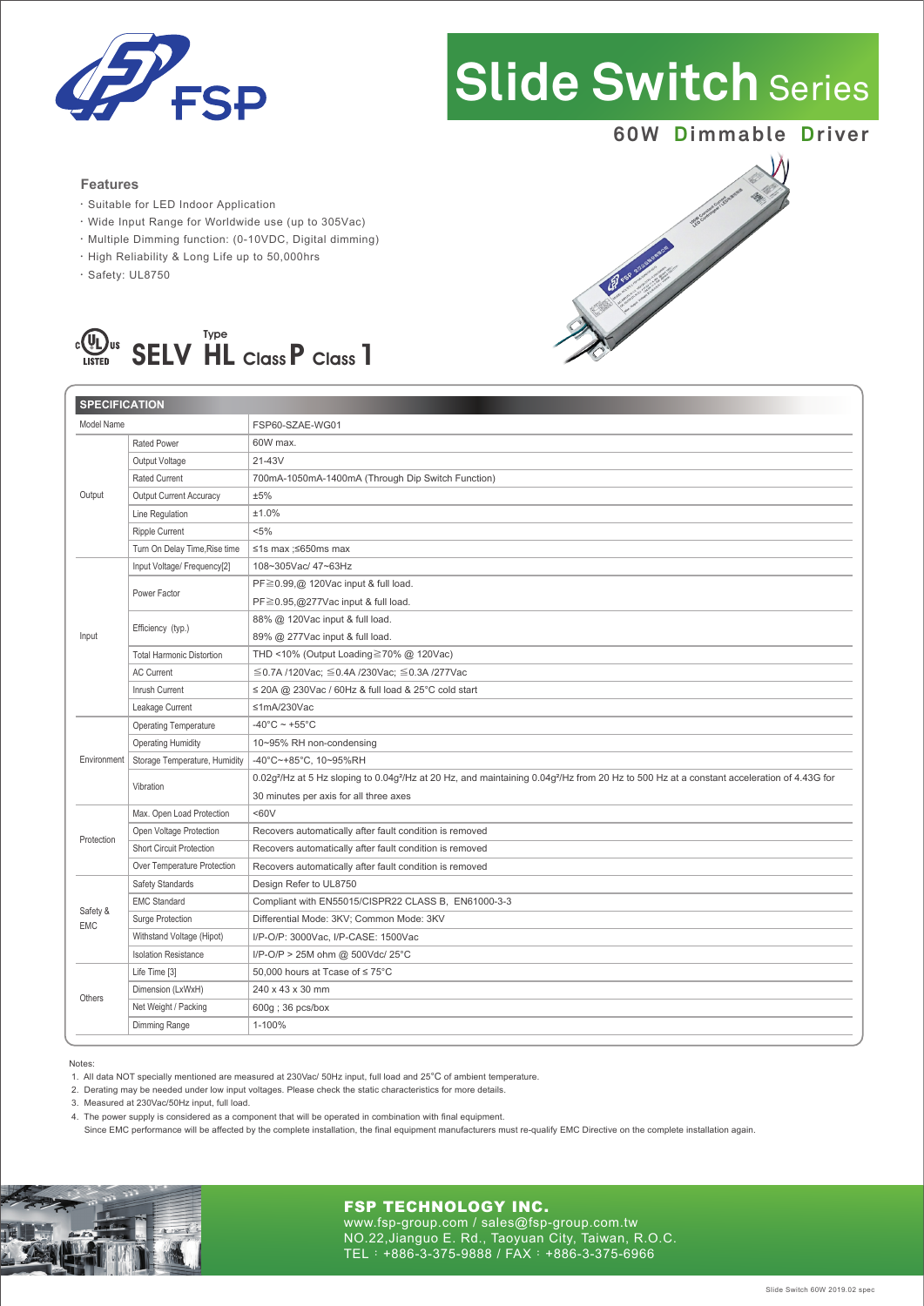FSP

# Slide Switch Series

## 60W Dimmable Driver

### Features

- Suitable for LED Indoor Application
- Wide Input Range for Worldwide use (up to 305Vac)
- Multiple Dimming function: (0-10VDC, Digital dimming)
- High Reliability & Long Life up to 50,000hrs
- Safety: UL8750

SELV Type HL Class P Class 1

## SPECIFICATION

| Model Name | | FSP60-SZAE-WG01 |
|---|---|---|
| Output | Rated Power | 60W max. |
| | Output Voltage | 21-43V |
| | Rated Current | 700mA-1050mA-1400mA (Through Dip Switch Function) |
| | Output Current Accuracy | ±5% |
| | Line Regulation | ±1.0% |
| | Ripple Current | <5% |
| | Turn On Delay Time,Rise time | ≤1s max ;≤650ms max |
| Input | Input Voltage/ Frequency[2] | 108~305Vac/ 47~63Hz |
| | Power Factor | PF≧0.99,@ 120Vac input & full load. |
| | | PF≧0.95,@277Vac input & full load. |
| | Efficiency (typ.) | 88% @ 120Vac input & full load. |
| | | 89% @ 277Vac input & full load. |
| | Total Harmonic Distortion | THD <10% (Output Loading≧70% @ 120Vac) |
| | AC Current | ≦0.7A /120Vac; ≦0.4A /230Vac; ≦0.3A /277Vac |
| | Inrush Current | ≤ 20A @ 230Vac / 60Hz & full load & 25°C cold start |
| | Leakage Current | ≤1mA/230Vac |
| Environment | Operating Temperature | -40°C ~ +55°C |
| | Operating Humidity | 10~95% RH non-condensing |
| | Storage Temperature, Humidity | -40°C~+85°C, 10~95%RH |
| | Vibration | 0.02g²/Hz at 5 Hz sloping to 0.04g²/Hz at 20 Hz, and maintaining 0.04g²/Hz from 20 Hz to 500 Hz at a constant acceleration of 4.43G for 30 minutes per axis for all three axes |
| Protection | Max. Open Load Protection | <60V |
| | Open Voltage Protection | Recovers automatically after fault condition is removed |
| | Short Circuit Protection | Recovers automatically after fault condition is removed |
| | Over Temperature Protection | Recovers automatically after fault condition is removed |
| Safety & EMC | Safety Standards | Design Refer to UL8750 |
| | EMC Standard | Compliant with EN55015/CISPR22 CLASS B, EN61000-3-3 |
| | Surge Protection | Differential Mode: 3KV; Common Mode: 3KV |
| | Withstand Voltage (Hipot) | I/P-O/P: 3000Vac, I/P-CASE: 1500Vac |
| | Isolation Resistance | I/P-O/P > 25M ohm @ 500Vdc/ 25°C |
| Others | Life Time [3] | 50,000 hours at Tcase of ≤ 75°C |
| | Dimension (LxWxH) | 240 x 43 x 30 mm |
| | Net Weight / Packing | 600g ; 36 pcs/box |
| | Dimming Range | 1-100% |

Notes:

1. All data NOT specially mentioned are measured at 230Vac/ 50Hz input, full load and 25°C of ambient temperature.
2. Derating may be needed under low input voltages. Please check the static characteristics for more details.
3. Measured at 230Vac/50Hz input, full load.
4. The power supply is considered as a component that will be operated in combination with final equipment.
   Since EMC performance will be affected by the complete installation, the final equipment manufacturers must re-qualify EMC Directive on the complete installation again.

**FSP TECHNOLOGY INC.**
www.fsp-group.com / sales@fsp-group.com.tw
NO.22,Jianguo E. Rd., Taoyuan City, Taiwan, R.O.C.
TEL：+886-3-375-9888 / FAX：+886-3-375-6966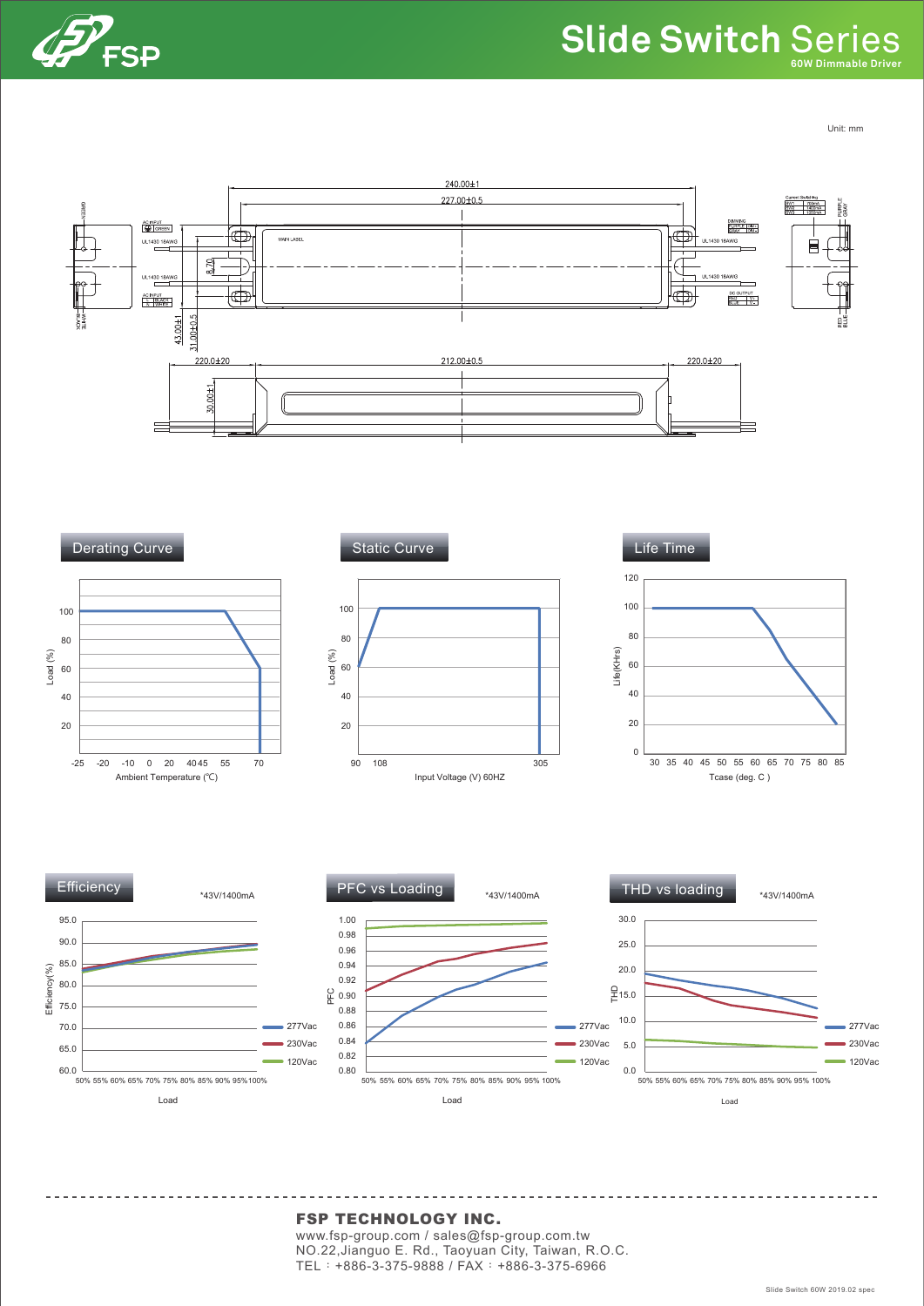# Slide Switch Series

60W Dimmable Driver

Unit: mm

240.00±1

227.00±0.5

GREEN

AC INPUT

UL1430 18AWG

MAIN LABEL

DIMMING

Current Switching

PURPLE

GRAY

UL1430 18AWG

8.70

AC INPUT

BLACK

WHITE

DC OUTPUT

RED

BLUE

43.00±1

31.00±0.5

220.0±20

212.00±0.5

220.0±20

30.00±1

## Derating Curve

Load (%)

100

80

60

40

20

-25 -20 -10 0 20 40 45 55 70

Ambient Temperature (℃)

## Static Curve

Load (%)

100

80

60

40

20

90 108 305

Input Voltage (V) 60HZ

## Life Time

Life(KHrs)

120

100

80

60

40

20

0

30 35 40 45 50 55 60 65 70 75 80 85

Tcase (deg. C )

## Efficiency

*43V/1400mA

Efficiency(%)

95.0

90.0

85.0

80.0

75.0

70.0

65.0

60.0

50% 55% 60% 65% 70% 75% 80% 85% 90% 95% 100%

Load

277Vac

230Vac

120Vac

## PFC vs Loading

*43V/1400mA

PFC

1.00

0.98

0.96

0.94

0.92

0.90

0.88

0.86

0.84

0.82

0.80

50% 55% 60% 65% 70% 75% 80% 85% 90% 95% 100%

Load

277Vac

230Vac

120Vac

## THD vs loading

*43V/1400mA

THD

30.0

25.0

20.0

15.0

10.0

5.0

0.0

50% 55% 60% 65% 70% 75% 80% 85% 90% 95% 100%

Load

277Vac

230Vac

120Vac

**FSP TECHNOLOGY INC.**

www.fsp-group.com / sales@fsp-group.com.tw
NO.22,Jianguo E. Rd., Taoyuan City, Taiwan, R.O.C.
TEL：+886-3-375-9888 / FAX：+886-3-375-6966

Slide Switch 60W 2019.02 spec